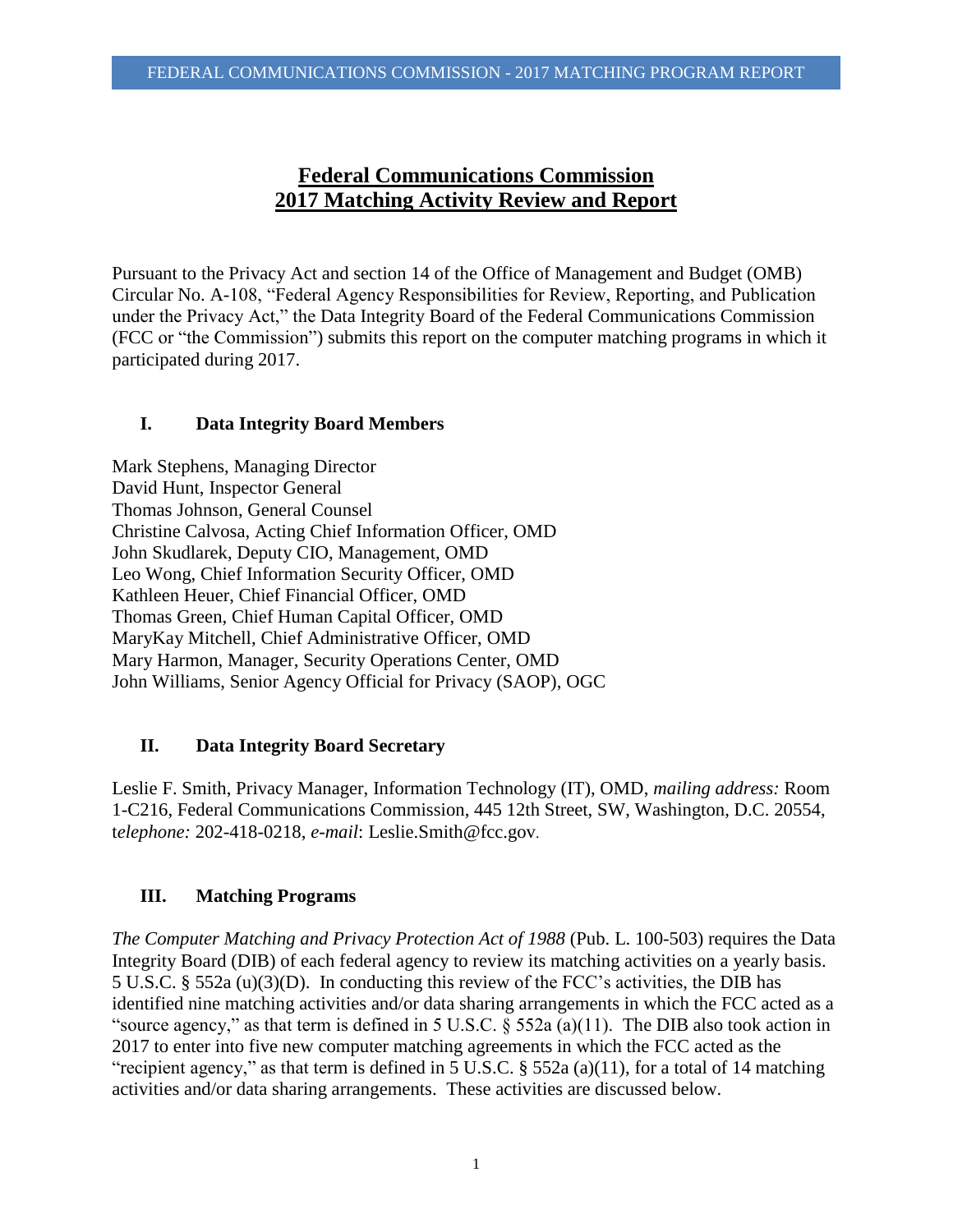# Federal Communications Commission 2017 Matching Activity Review and Report

Pursuant to the Privacy Act and section 14 of the Office of Management and Budget (OMB) Circular No. A-108, "Federal Agency Responsibilities for Review, Reporting, and Publication under the Privacy Act," the Data Integrity Board of the Federal Communications Commission (FCC or "the Commission") submits this report on the computer matching programs in which it participated during 2017.

## I. Data Integrity Board Members

Mark Stephens, Managing Director
David Hunt, Inspector General
Thomas Johnson, General Counsel
Christine Calvosa, Acting Chief Information Officer, OMD
John Skudlarek, Deputy CIO, Management, OMD
Leo Wong, Chief Information Security Officer, OMD
Kathleen Heuer, Chief Financial Officer, OMD
Thomas Green, Chief Human Capital Officer, OMD
MaryKay Mitchell, Chief Administrative Officer, OMD
Mary Harmon, Manager, Security Operations Center, OMD
John Williams, Senior Agency Official for Privacy (SAOP), OGC

## II. Data Integrity Board Secretary

Leslie F. Smith, Privacy Manager, Information Technology (IT), OMD, *mailing address:* Room 1-C216, Federal Communications Commission, 445 12th Street, SW, Washington, D.C. 20554, t*elephone:* 202-418-0218, *e-mail*: Leslie.Smith@fcc.gov.

## III. Matching Programs

*The Computer Matching and Privacy Protection Act of 1988* (Pub. L. 100-503) requires the Data Integrity Board (DIB) of each federal agency to review its matching activities on a yearly basis. 5 U.S.C. § 552a (u)(3)(D). In conducting this review of the FCC's activities, the DIB has identified nine matching activities and/or data sharing arrangements in which the FCC acted as a "source agency," as that term is defined in 5 U.S.C. § 552a (a)(11). The DIB also took action in 2017 to enter into five new computer matching agreements in which the FCC acted as the "recipient agency," as that term is defined in 5 U.S.C. § 552a (a)(11), for a total of 14 matching activities and/or data sharing arrangements. These activities are discussed below.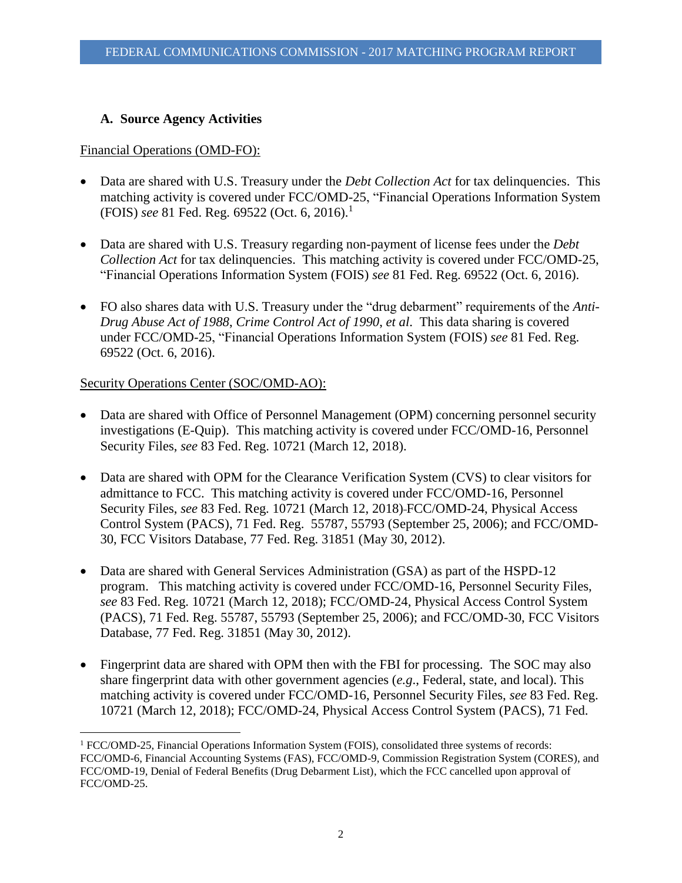### A. Source Agency Activities

Financial Operations (OMD-FO):

- Data are shared with U.S. Treasury under the *Debt Collection Act* for tax delinquencies. This matching activity is covered under FCC/OMD-25, "Financial Operations Information System (FOIS) *see* 81 Fed. Reg. 69522 (Oct. 6, 2016).[1]

- Data are shared with U.S. Treasury regarding non-payment of license fees under the *Debt Collection Act* for tax delinquencies. This matching activity is covered under FCC/OMD-25, "Financial Operations Information System (FOIS) *see* 81 Fed. Reg. 69522 (Oct. 6, 2016).

- FO also shares data with U.S. Treasury under the "drug debarment" requirements of the *Anti-Drug Abuse Act of 1988, Crime Control Act of 1990, et al*. This data sharing is covered under FCC/OMD-25, "Financial Operations Information System (FOIS) *see* 81 Fed. Reg. 69522 (Oct. 6, 2016).

Security Operations Center (SOC/OMD-AO):

- Data are shared with Office of Personnel Management (OPM) concerning personnel security investigations (E-Quip). This matching activity is covered under FCC/OMD-16, Personnel Security Files, *see* 83 Fed. Reg. 10721 (March 12, 2018).

- Data are shared with OPM for the Clearance Verification System (CVS) to clear visitors for admittance to FCC. This matching activity is covered under FCC/OMD-16, Personnel Security Files, *see* 83 Fed. Reg. 10721 (March 12, 2018) FCC/OMD-24, Physical Access Control System (PACS), 71 Fed. Reg. 55787, 55793 (September 25, 2006); and FCC/OMD-30, FCC Visitors Database, 77 Fed. Reg. 31851 (May 30, 2012).

- Data are shared with General Services Administration (GSA) as part of the HSPD-12 program. This matching activity is covered under FCC/OMD-16, Personnel Security Files, *see* 83 Fed. Reg. 10721 (March 12, 2018); FCC/OMD-24, Physical Access Control System (PACS), 71 Fed. Reg. 55787, 55793 (September 25, 2006); and FCC/OMD-30, FCC Visitors Database, 77 Fed. Reg. 31851 (May 30, 2012).

- Fingerprint data are shared with OPM then with the FBI for processing. The SOC may also share fingerprint data with other government agencies (*e.g.*, Federal, state, and local). This matching activity is covered under FCC/OMD-16, Personnel Security Files, *see* 83 Fed. Reg. 10721 (March 12, 2018); FCC/OMD-24, Physical Access Control System (PACS), 71 Fed.

[1] FCC/OMD-25, Financial Operations Information System (FOIS), consolidated three systems of records: FCC/OMD-6, Financial Accounting Systems (FAS), FCC/OMD-9, Commission Registration System (CORES), and FCC/OMD-19, Denial of Federal Benefits (Drug Debarment List), which the FCC cancelled upon approval of FCC/OMD-25.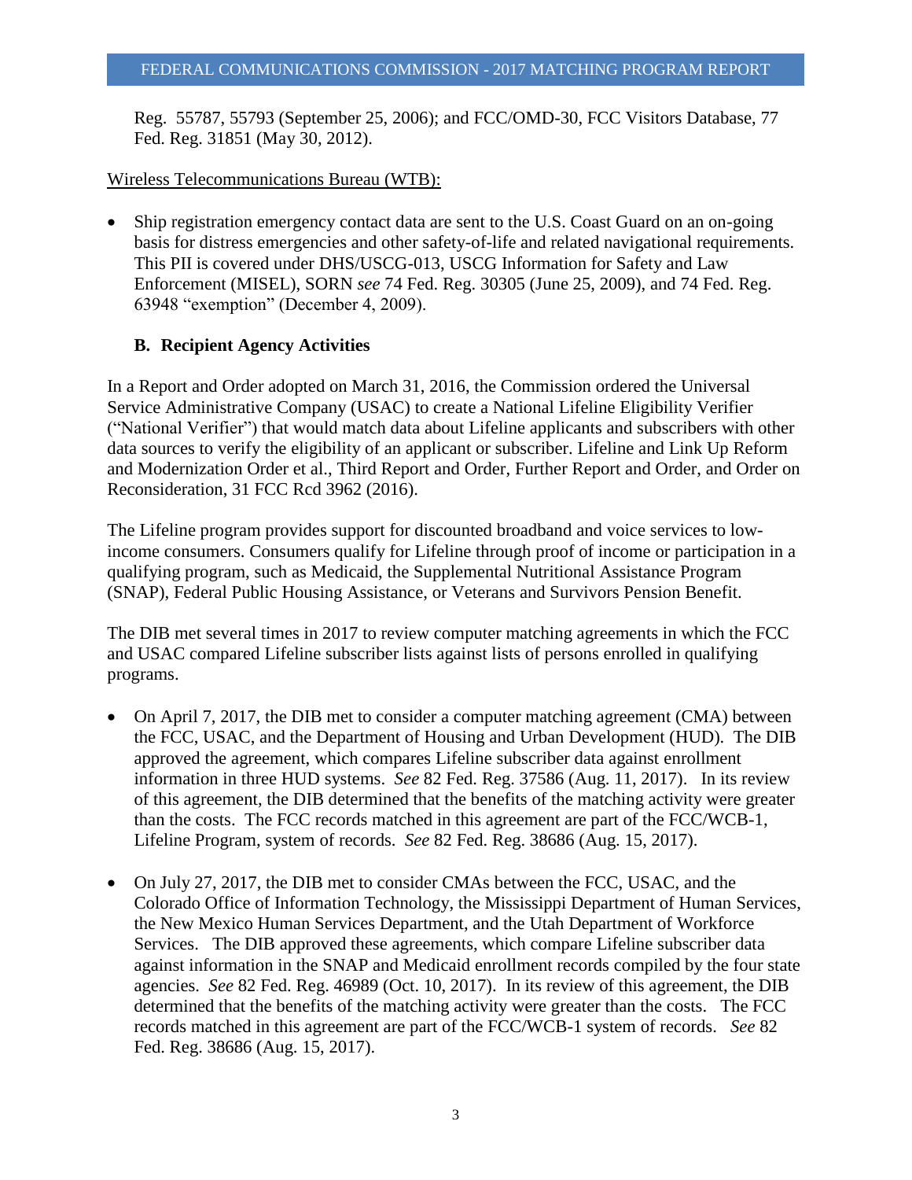Reg. 55787, 55793 (September 25, 2006); and FCC/OMD-30, FCC Visitors Database, 77 Fed. Reg. 31851 (May 30, 2012).

Wireless Telecommunications Bureau (WTB):

- Ship registration emergency contact data are sent to the U.S. Coast Guard on an on-going basis for distress emergencies and other safety-of-life and related navigational requirements. This PII is covered under DHS/USCG-013, USCG Information for Safety and Law Enforcement (MISEL), SORN *see* 74 Fed. Reg. 30305 (June 25, 2009), and 74 Fed. Reg. 63948 "exemption" (December 4, 2009).

### B. Recipient Agency Activities

In a Report and Order adopted on March 31, 2016, the Commission ordered the Universal Service Administrative Company (USAC) to create a National Lifeline Eligibility Verifier ("National Verifier") that would match data about Lifeline applicants and subscribers with other data sources to verify the eligibility of an applicant or subscriber. Lifeline and Link Up Reform and Modernization Order et al., Third Report and Order, Further Report and Order, and Order on Reconsideration, 31 FCC Rcd 3962 (2016).

The Lifeline program provides support for discounted broadband and voice services to low-income consumers. Consumers qualify for Lifeline through proof of income or participation in a qualifying program, such as Medicaid, the Supplemental Nutritional Assistance Program (SNAP), Federal Public Housing Assistance, or Veterans and Survivors Pension Benefit.

The DIB met several times in 2017 to review computer matching agreements in which the FCC and USAC compared Lifeline subscriber lists against lists of persons enrolled in qualifying programs.

- On April 7, 2017, the DIB met to consider a computer matching agreement (CMA) between the FCC, USAC, and the Department of Housing and Urban Development (HUD). The DIB approved the agreement, which compares Lifeline subscriber data against enrollment information in three HUD systems. *See* 82 Fed. Reg. 37586 (Aug. 11, 2017). In its review of this agreement, the DIB determined that the benefits of the matching activity were greater than the costs. The FCC records matched in this agreement are part of the FCC/WCB-1, Lifeline Program, system of records. *See* 82 Fed. Reg. 38686 (Aug. 15, 2017).

- On July 27, 2017, the DIB met to consider CMAs between the FCC, USAC, and the Colorado Office of Information Technology, the Mississippi Department of Human Services, the New Mexico Human Services Department, and the Utah Department of Workforce Services. The DIB approved these agreements, which compare Lifeline subscriber data against information in the SNAP and Medicaid enrollment records compiled by the four state agencies. *See* 82 Fed. Reg. 46989 (Oct. 10, 2017). In its review of this agreement, the DIB determined that the benefits of the matching activity were greater than the costs. The FCC records matched in this agreement are part of the FCC/WCB-1 system of records. *See* 82 Fed. Reg. 38686 (Aug. 15, 2017).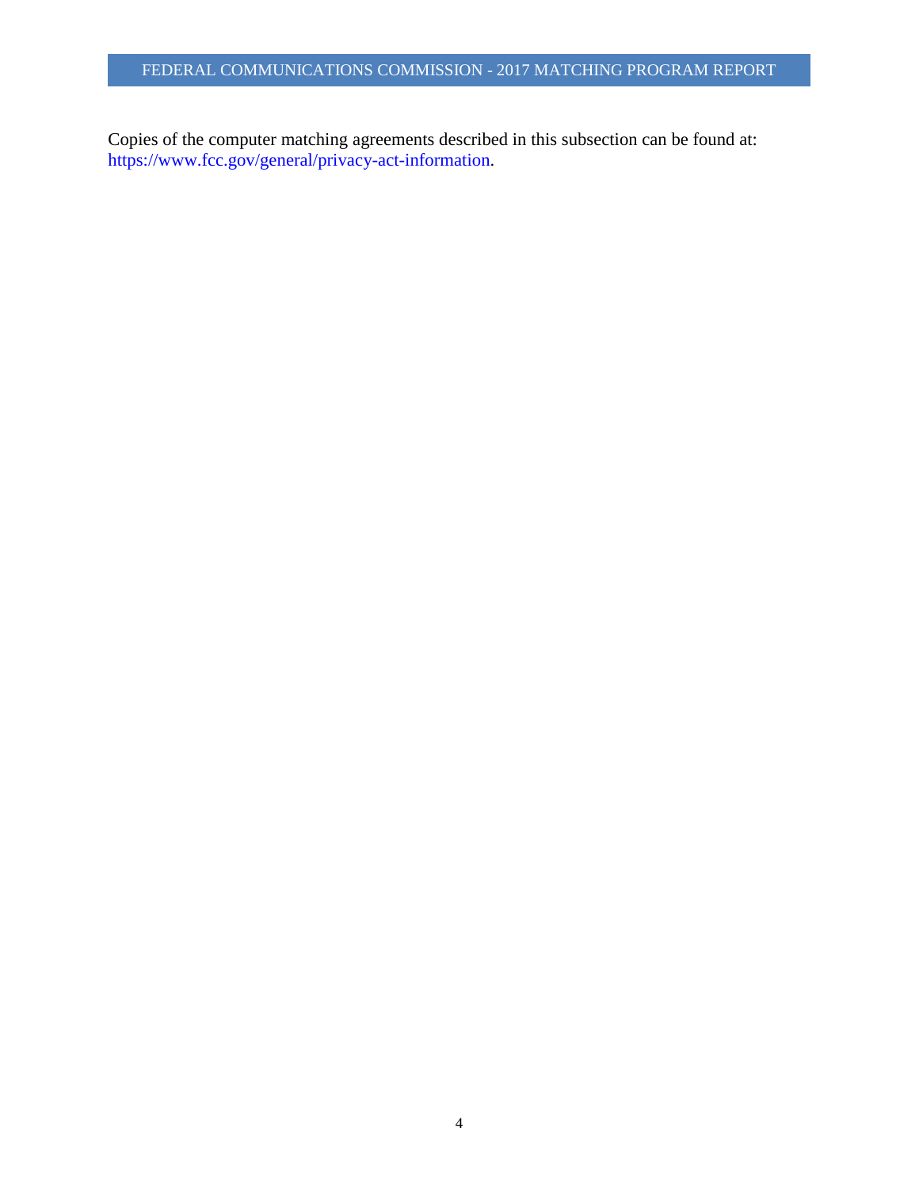Copies of the computer matching agreements described in this subsection can be found at: https://www.fcc.gov/general/privacy-act-information.